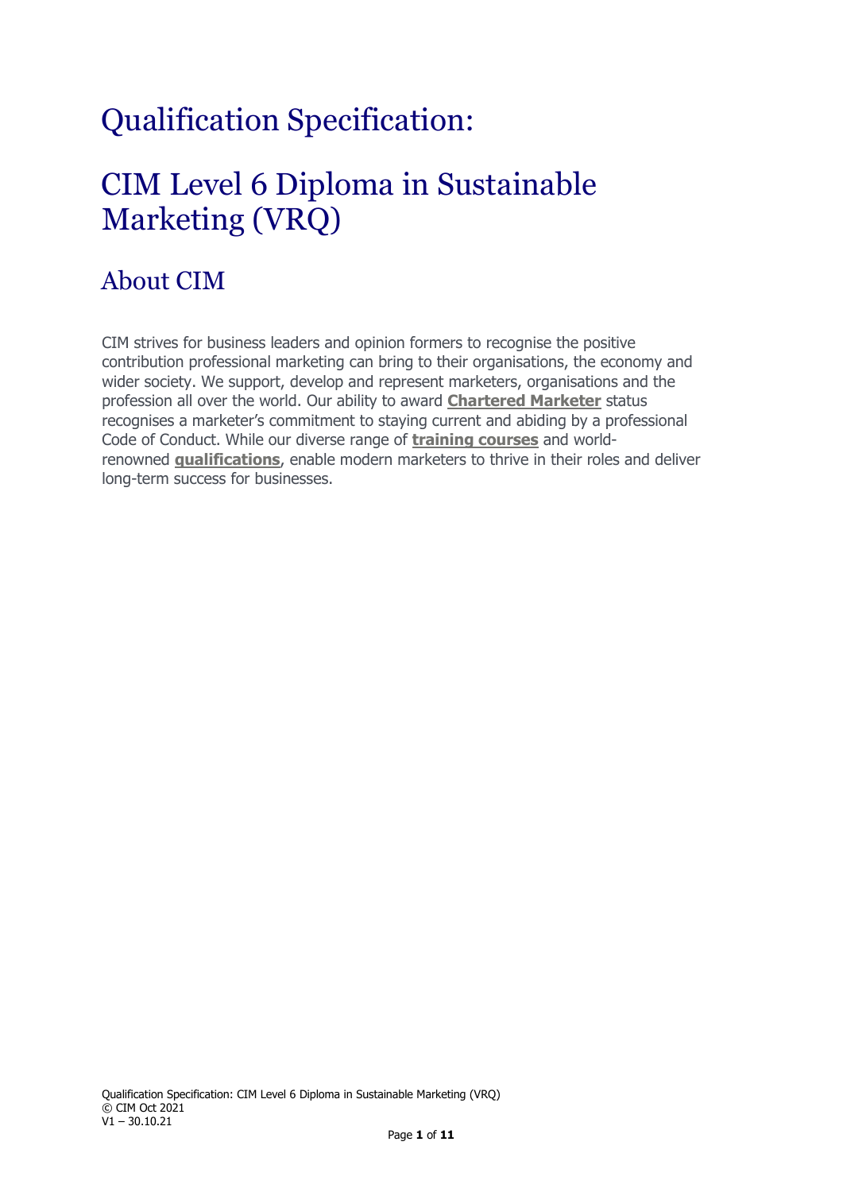# Qualification Specification:

# CIM Level 6 Diploma in Sustainable Marketing (VRQ)

## About CIM

CIM strives for business leaders and opinion formers to recognise the positive contribution professional marketing can bring to their organisations, the economy and wider society. We support, develop and represent marketers, organisations and the profession all over the world. Our ability to award **Chartered Marketer** status recognises a marketer's commitment to staying current and abiding by a professional Code of Conduct. While our diverse range of **training courses** and world-renowned **qualifications**, enable modern marketers to thrive in their roles and deliver long-term success for businesses.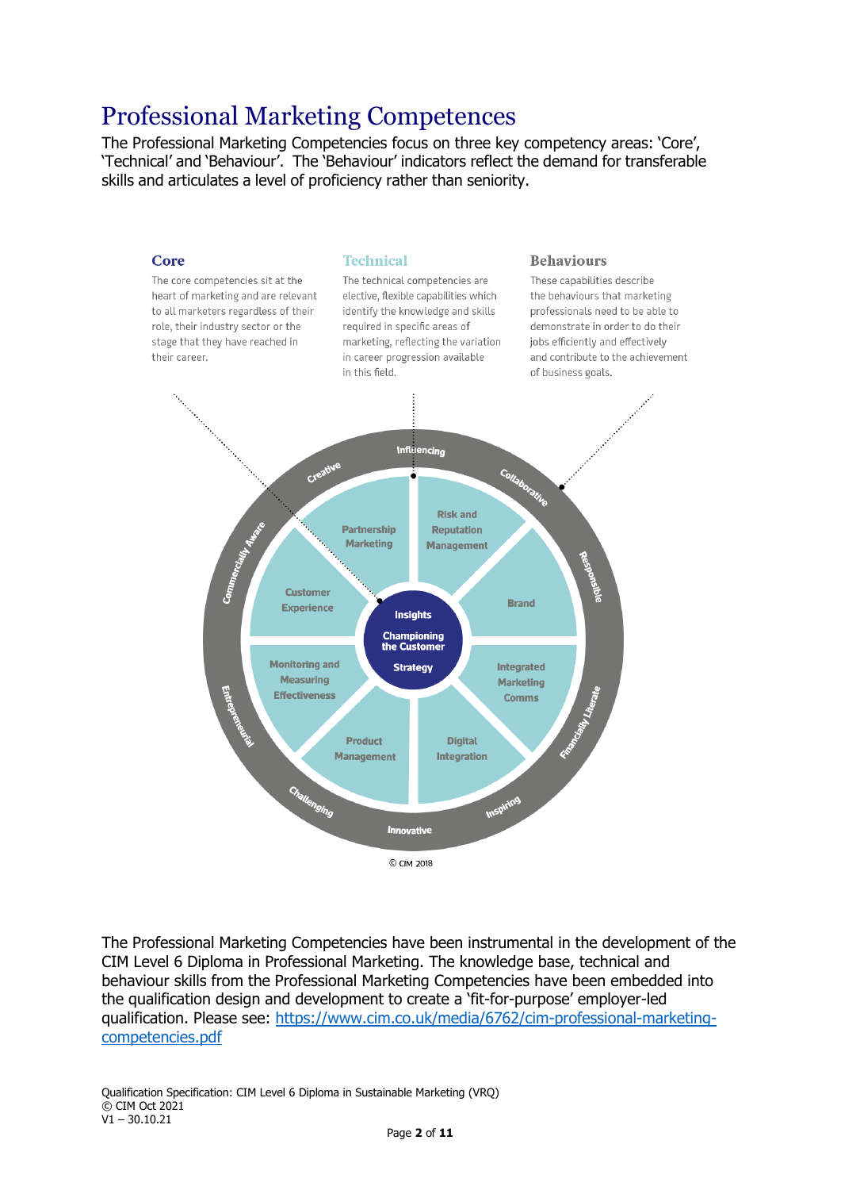# Professional Marketing Competences

The Professional Marketing Competencies focus on three key competency areas: 'Core', 'Technical' and 'Behaviour'. The 'Behaviour' indicators reflect the demand for transferable skills and articulates a level of proficiency rather than seniority.

### Core

The core competencies sit at the heart of marketing and are relevant to all marketers regardless of their role, their industry sector or the stage that they have reached in their career.

### Technical

The technical competences are elective, flexible capabilities which identify the knowledge and skills required in specific areas of marketing, reflecting the variation in career progression available in this field.

### Behaviours

These capabilities describe the behaviours that marketing professionals need to be able to demonstrate in order to do their jobs efficiently and effectively and contribute to the achievement of business goals.

Influencing
Collaborative
Responsible
Financially Literate
Inspiring
Innovative
Challenging
Entrepreneurial
Commercially Aware
Creative

Partnership Marketing
Risk and Reputation Management
Brand
Integrated Marketing Comms
Digital Integration
Product Management
Monitoring and Measuring Effectiveness
Customer Experience

Insights
Championing the Customer
Strategy

© CIM 2018

The Professional Marketing Competencies have been instrumental in the development of the CIM Level 6 Diploma in Professional Marketing. The knowledge base, technical and behaviour skills from the Professional Marketing Competencies have been embedded into the qualification design and development to create a 'fit-for-purpose' employer-led qualification. Please see: [https://www.cim.co.uk/media/6762/cim-professional-marketing-competencies.pdf](https://www.cim.co.uk/media/6762/cim-professional-marketing-competencies.pdf)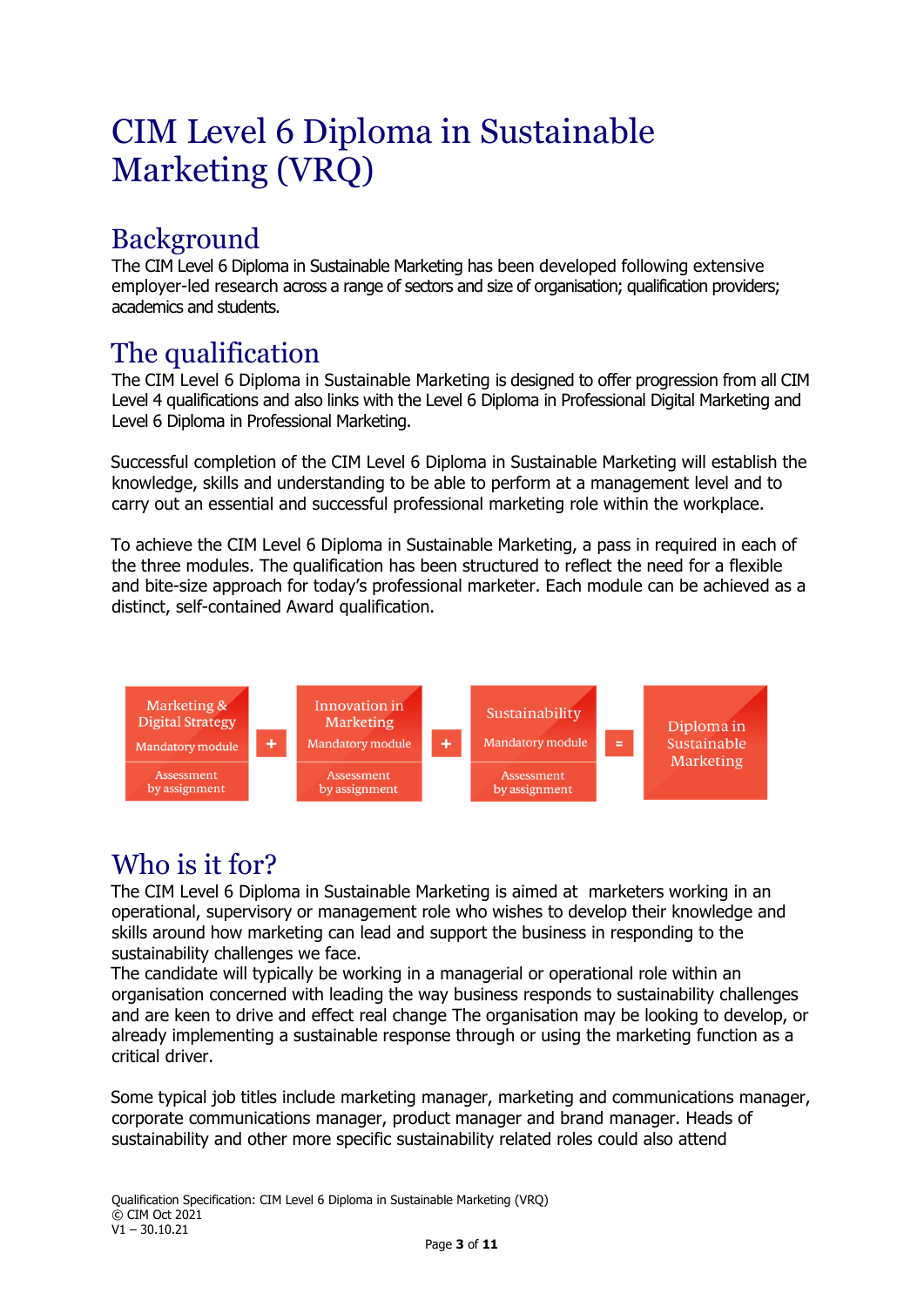# CIM Level 6 Diploma in Sustainable Marketing (VRQ)

## Background

The CIM Level 6 Diploma in Sustainable Marketing has been developed following extensive employer-led research across a range of sectors and size of organisation; qualification providers; academics and students.

## The qualification

The CIM Level 6 Diploma in Sustainable Marketing is designed to offer progression from all CIM Level 4 qualifications and also links with the Level 6 Diploma in Professional Digital Marketing and Level 6 Diploma in Professional Marketing.

Successful completion of the CIM Level 6 Diploma in Sustainable Marketing will establish the knowledge, skills and understanding to be able to perform at a management level and to carry out an essential and successful professional marketing role within the workplace.

To achieve the CIM Level 6 Diploma in Sustainable Marketing, a pass in required in each of the three modules. The qualification has been structured to reflect the need for a flexible and bite-size approach for today's professional marketer. Each module can be achieved as a distinct, self-contained Award qualification.

Marketing & Digital Strategy
Mandatory module
Assessment by assignment

+

Innovation in Marketing
Mandatory module
Assessment by assignment

+

Sustainability
Mandatory module
Assessment by assignment

=

Diploma in Sustainable Marketing

## Who is it for?

The CIM Level 6 Diploma in Sustainable Marketing is aimed at marketers working in an operational, supervisory or management role who wishes to develop their knowledge and skills around how marketing can lead and support the business in responding to the sustainability challenges we face.
The candidate will typically be working in a managerial or operational role within an organisation concerned with leading the way business responds to sustainability challenges and are keen to drive and effect real change The organisation may be looking to develop, or already implementing a sustainable response through or using the marketing function as a critical driver.

Some typical job titles include marketing manager, marketing and communications manager, corporate communications manager, product manager and brand manager. Heads of sustainability and other more specific sustainability related roles could also attend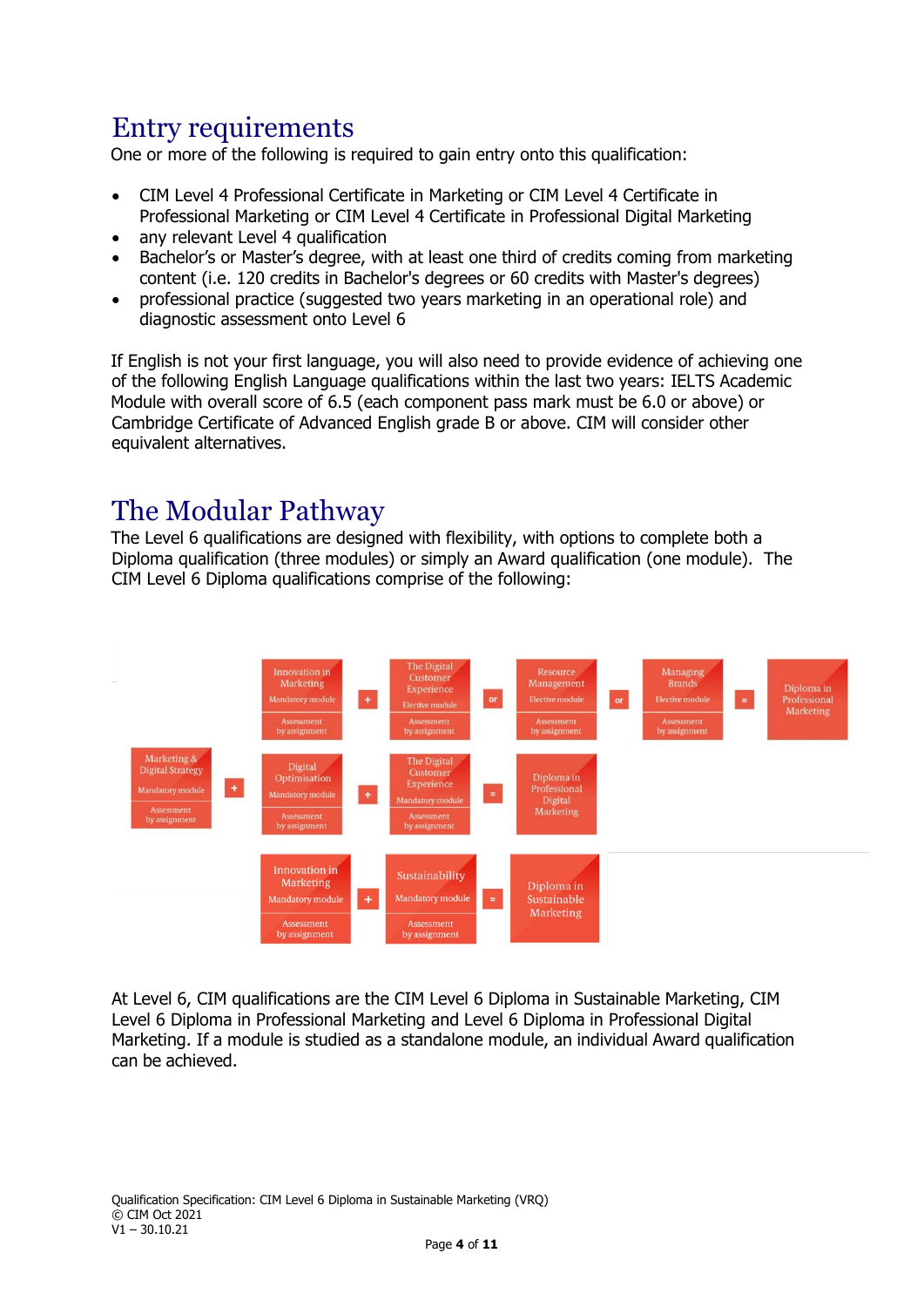## Entry requirements

One or more of the following is required to gain entry onto this qualification:

- CIM Level 4 Professional Certificate in Marketing or CIM Level 4 Certificate in Professional Marketing or CIM Level 4 Certificate in Professional Digital Marketing
- any relevant Level 4 qualification
- Bachelor's or Master's degree, with at least one third of credits coming from marketing content (i.e. 120 credits in Bachelor's degrees or 60 credits with Master's degrees)
- professional practice (suggested two years marketing in an operational role) and diagnostic assessment onto Level 6

If English is not your first language, you will also need to provide evidence of achieving one of the following English Language qualifications within the last two years: IELTS Academic Module with overall score of 6.5 (each component pass mark must be 6.0 or above) or Cambridge Certificate of Advanced English grade B or above. CIM will consider other equivalent alternatives.

## The Modular Pathway

The Level 6 qualifications are designed with flexibility, with options to complete both a Diploma qualification (three modules) or simply an Award qualification (one module). The CIM Level 6 Diploma qualifications comprise of the following:

Marketing & Digital Strategy
Mandatory module
Assessment by assignment
+

Innovation in Marketing
Mandatory module
Assessment by assignment
+
The Digital Customer Experience
Elective module
Assessment by assignment
or
Resource Management
Elective module
Assessment by assignment
or
Managing Brands
Elective module
Assessment by assignment
=
Diploma in Professional Marketing

Digital Optimisation
Mandatory module
Assessment by assignment
+
The Digital Customer Experience
Mandatory module
Assessment by assignment
=
Diploma in Professional Digital Marketing

Innovation in Marketing
Mandatory module
Assessment by assignment
+
Sustainability
Mandatory module
Assessment by assignment
=
Diploma in Sustainable Marketing

At Level 6, CIM qualifications are the CIM Level 6 Diploma in Sustainable Marketing, CIM Level 6 Diploma in Professional Marketing and Level 6 Diploma in Professional Digital Marketing. If a module is studied as a standalone module, an individual Award qualification can be achieved.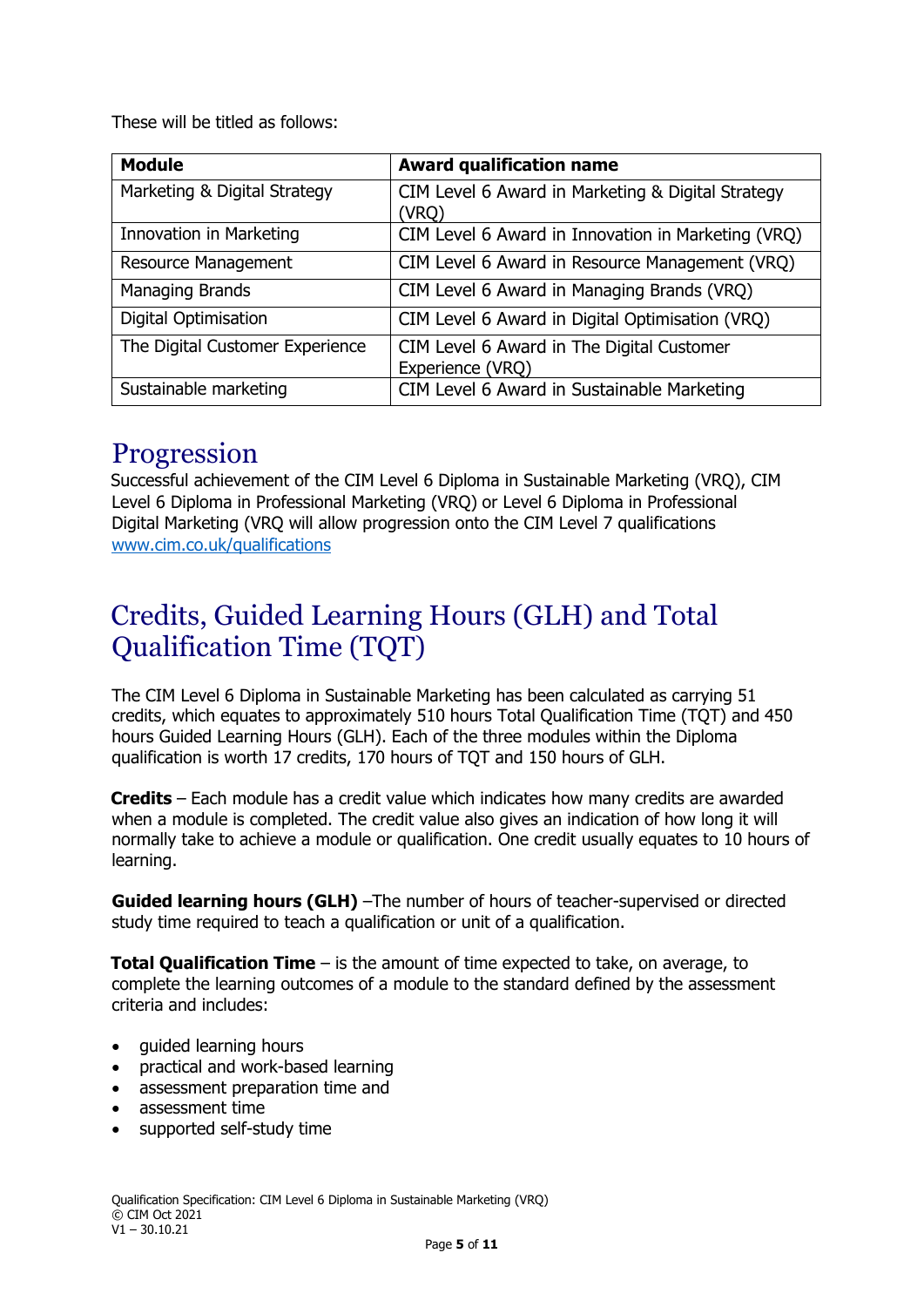These will be titled as follows:

| Module | Award qualification name |
|---|---|
| Marketing & Digital Strategy | CIM Level 6 Award in Marketing & Digital Strategy (VRQ) |
| Innovation in Marketing | CIM Level 6 Award in Innovation in Marketing (VRQ) |
| Resource Management | CIM Level 6 Award in Resource Management (VRQ) |
| Managing Brands | CIM Level 6 Award in Managing Brands (VRQ) |
| Digital Optimisation | CIM Level 6 Award in Digital Optimisation (VRQ) |
| The Digital Customer Experience | CIM Level 6 Award in The Digital Customer Experience (VRQ) |
| Sustainable marketing | CIM Level 6 Award in Sustainable Marketing |

# Progression

Successful achievement of the CIM Level 6 Diploma in Sustainable Marketing (VRQ), CIM Level 6 Diploma in Professional Marketing (VRQ) or Level 6 Diploma in Professional Digital Marketing (VRQ will allow progression onto the CIM Level 7 qualifications www.cim.co.uk/qualifications

# Credits, Guided Learning Hours (GLH) and Total Qualification Time (TQT)

The CIM Level 6 Diploma in Sustainable Marketing has been calculated as carrying 51 credits, which equates to approximately 510 hours Total Qualification Time (TQT) and 450 hours Guided Learning Hours (GLH). Each of the three modules within the Diploma qualification is worth 17 credits, 170 hours of TQT and 150 hours of GLH.

**Credits** – Each module has a credit value which indicates how many credits are awarded when a module is completed. The credit value also gives an indication of how long it will normally take to achieve a module or qualification. One credit usually equates to 10 hours of learning.

**Guided learning hours (GLH)** –The number of hours of teacher-supervised or directed study time required to teach a qualification or unit of a qualification.

**Total Qualification Time** – is the amount of time expected to take, on average, to complete the learning outcomes of a module to the standard defined by the assessment criteria and includes:

- guided learning hours
- practical and work-based learning
- assessment preparation time and
- assessment time
- supported self-study time

Qualification Specification: CIM Level 6 Diploma in Sustainable Marketing (VRQ)
© CIM Oct 2021
V1 – 30.10.21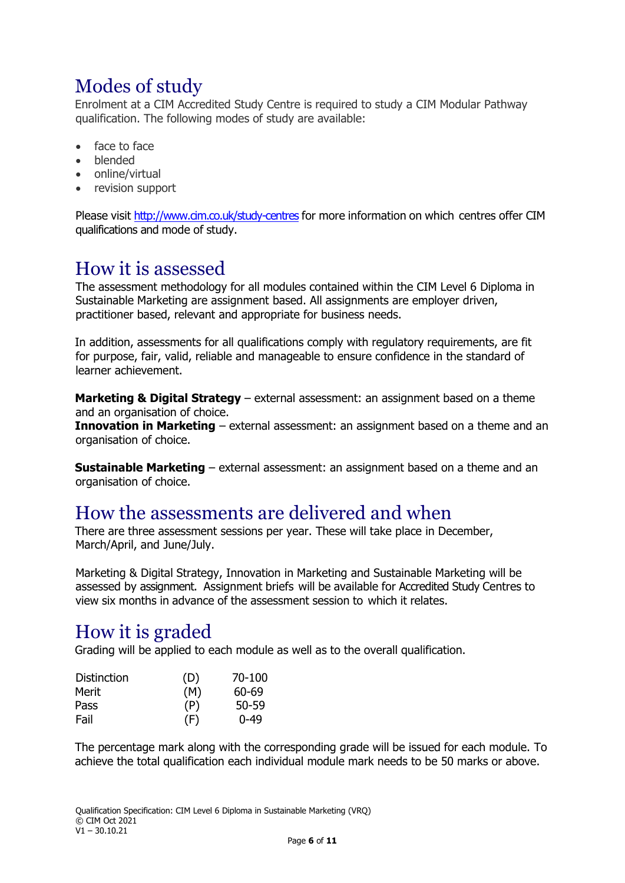## Modes of study

Enrolment at a CIM Accredited Study Centre is required to study a CIM Modular Pathway qualification. The following modes of study are available:

- face to face
- blended
- online/virtual
- revision support

Please visit [http://www.cim.co.uk/study-centres](http://www.cim.co.uk/study-centres) for more information on which centres offer CIM qualifications and mode of study.

## How it is assessed

The assessment methodology for all modules contained within the CIM Level 6 Diploma in Sustainable Marketing are assignment based. All assignments are employer driven, practitioner based, relevant and appropriate for business needs.

In addition, assessments for all qualifications comply with regulatory requirements, are fit for purpose, fair, valid, reliable and manageable to ensure confidence in the standard of learner achievement.

**Marketing & Digital Strategy** – external assessment: an assignment based on a theme and an organisation of choice.
**Innovation in Marketing** – external assessment: an assignment based on a theme and an organisation of choice.

**Sustainable Marketing** – external assessment: an assignment based on a theme and an organisation of choice.

## How the assessments are delivered and when

There are three assessment sessions per year. These will take place in December, March/April, and June/July.

Marketing & Digital Strategy, Innovation in Marketing and Sustainable Marketing will be assessed by assignment. Assignment briefs will be available for Accredited Study Centres to view six months in advance of the assessment session to which it relates.

## How it is graded

Grading will be applied to each module as well as to the overall qualification.

| | | |
|---|---|---|
| Distinction | (D) | 70-100 |
| Merit | (M) | 60-69 |
| Pass | (P) | 50-59 |
| Fail | (F) | 0-49 |

The percentage mark along with the corresponding grade will be issued for each module. To achieve the total qualification each individual module mark needs to be 50 marks or above.

Qualification Specification: CIM Level 6 Diploma in Sustainable Marketing (VRQ)
© CIM Oct 2021
V1 – 30.10.21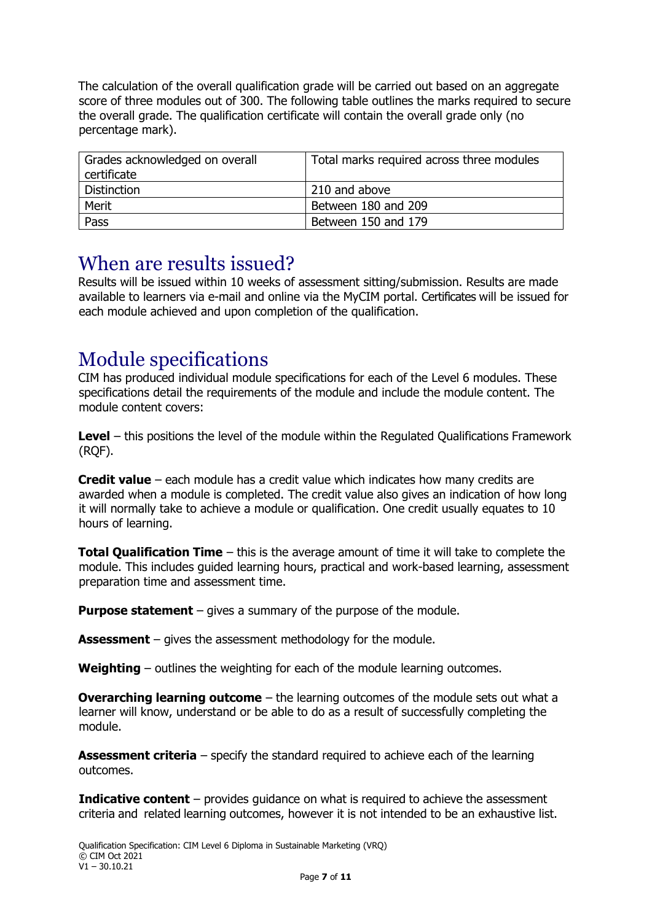The calculation of the overall qualification grade will be carried out based on an aggregate score of three modules out of 300. The following table outlines the marks required to secure the overall grade. The qualification certificate will contain the overall grade only (no percentage mark).

| Grades acknowledged on overall certificate | Total marks required across three modules |
| --- | --- |
| Distinction | 210 and above |
| Merit | Between 180 and 209 |
| Pass | Between 150 and 179 |

# When are results issued?

Results will be issued within 10 weeks of assessment sitting/submission. Results are made available to learners via e-mail and online via the MyCIM portal. Certificates will be issued for each module achieved and upon completion of the qualification.

# Module specifications

CIM has produced individual module specifications for each of the Level 6 modules. These specifications detail the requirements of the module and include the module content. The module content covers:

**Level** – this positions the level of the module within the Regulated Qualifications Framework (RQF).

**Credit value** – each module has a credit value which indicates how many credits are awarded when a module is completed. The credit value also gives an indication of how long it will normally take to achieve a module or qualification. One credit usually equates to 10 hours of learning.

**Total Qualification Time** – this is the average amount of time it will take to complete the module. This includes guided learning hours, practical and work-based learning, assessment preparation time and assessment time.

**Purpose statement** – gives a summary of the purpose of the module.

**Assessment** – gives the assessment methodology for the module.

**Weighting** – outlines the weighting for each of the module learning outcomes.

**Overarching learning outcome** – the learning outcomes of the module sets out what a learner will know, understand or be able to do as a result of successfully completing the module.

**Assessment criteria** – specify the standard required to achieve each of the learning outcomes.

**Indicative content** – provides guidance on what is required to achieve the assessment criteria and related learning outcomes, however it is not intended to be an exhaustive list.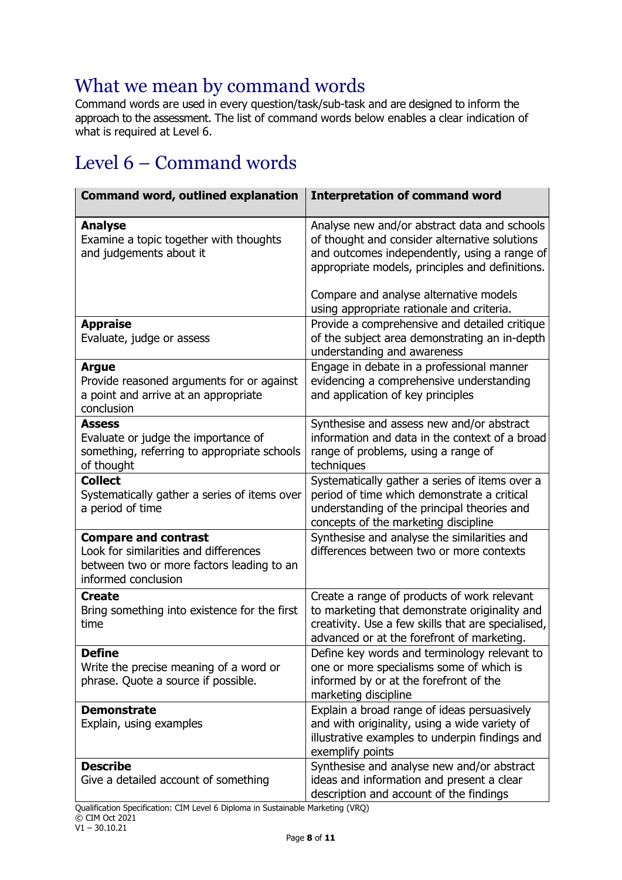# What we mean by command words

Command words are used in every question/task/sub-task and are designed to inform the approach to the assessment. The list of command words below enables a clear indication of what is required at Level 6.

# Level 6 – Command words

| Command word, outlined explanation | Interpretation of command word |
|---|---|
| **Analyse**<br>Examine a topic together with thoughts and judgements about it | Analyse new and/or abstract data and schools of thought and consider alternative solutions and outcomes independently, using a range of appropriate models, principles and definitions.<br><br>Compare and analyse alternative models using appropriate rationale and criteria. |
| **Appraise**<br>Evaluate, judge or assess | Provide a comprehensive and detailed critique of the subject area demonstrating an in-depth understanding and awareness |
| **Argue**<br>Provide reasoned arguments for or against a point and arrive at an appropriate conclusion | Engage in debate in a professional manner evidencing a comprehensive understanding and application of key principles |
| **Assess**<br>Evaluate or judge the importance of something, referring to appropriate schools of thought | Synthesise and assess new and/or abstract information and data in the context of a broad range of problems, using a range of techniques |
| **Collect**<br>Systematically gather a series of items over a period of time | Systematically gather a series of items over a period of time which demonstrate a critical understanding of the principal theories and concepts of the marketing discipline |
| **Compare and contrast**<br>Look for similarities and differences between two or more factors leading to an informed conclusion | Synthesise and analyse the similarities and differences between two or more contexts |
| **Create**<br>Bring something into existence for the first time | Create a range of products of work relevant to marketing that demonstrate originality and creativity. Use a few skills that are specialised, advanced or at the forefront of marketing. |
| **Define**<br>Write the precise meaning of a word or phrase. Quote a source if possible. | Define key words and terminology relevant to one or more specialisms some of which is informed by or at the forefront of the marketing discipline |
| **Demonstrate**<br>Explain, using examples | Explain a broad range of ideas persuasively and with originality, using a wide variety of illustrative examples to underpin findings and exemplify points |
| **Describe**<br>Give a detailed account of something | Synthesise and analyse new and/or abstract ideas and information and present a clear description and account of the findings |

Qualification Specification: CIM Level 6 Diploma in Sustainable Marketing (VRQ)
© CIM Oct 2021
V1 – 30.10.21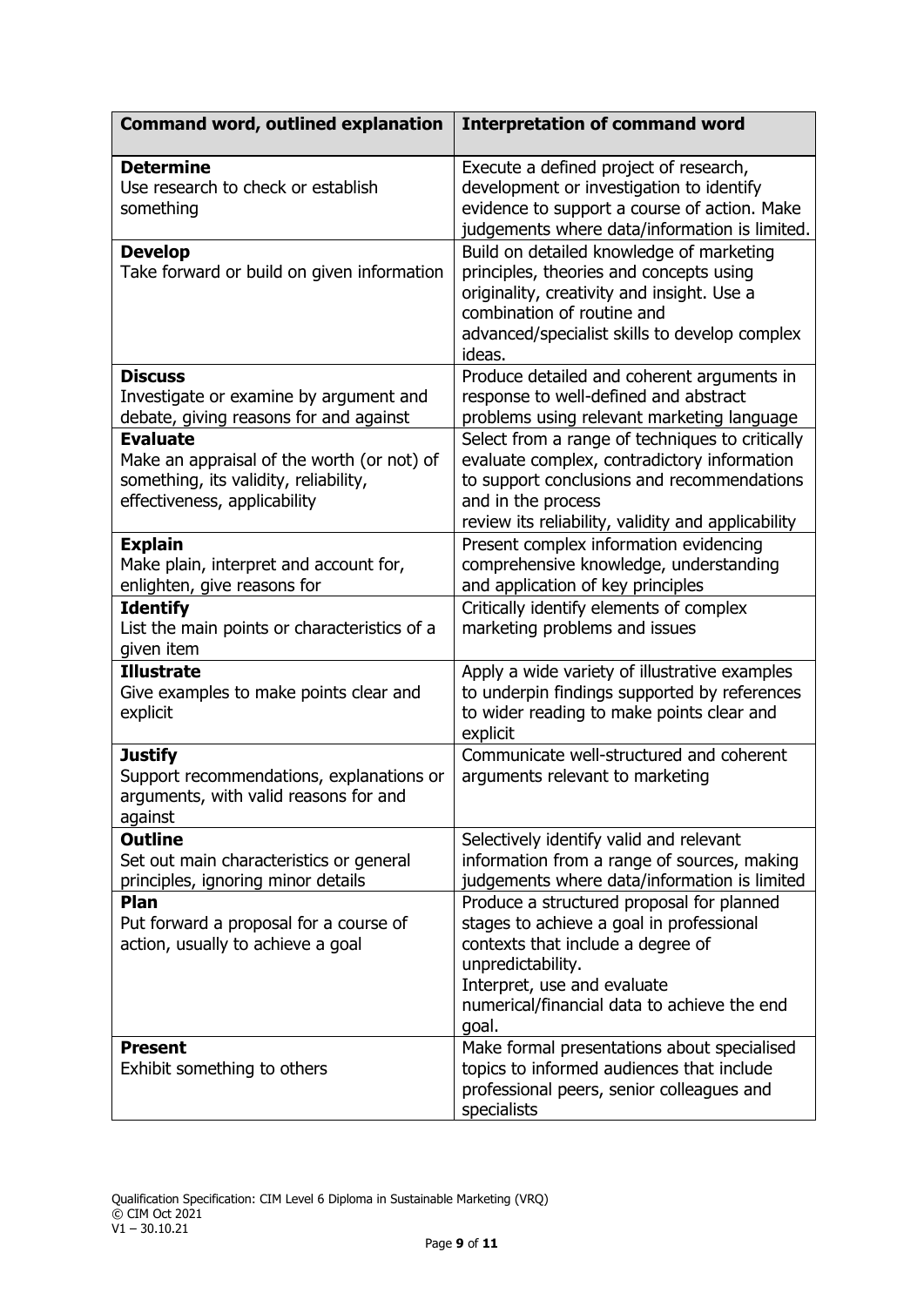| Command word, outlined explanation | Interpretation of command word |
|---|---|
| **Determine**<br>Use research to check or establish something | Execute a defined project of research, development or investigation to identify evidence to support a course of action. Make judgements where data/information is limited. |
| **Develop**<br>Take forward or build on given information | Build on detailed knowledge of marketing principles, theories and concepts using originality, creativity and insight. Use a combination of routine and advanced/specialist skills to develop complex ideas. |
| **Discuss**<br>Investigate or examine by argument and debate, giving reasons for and against | Produce detailed and coherent arguments in response to well-defined and abstract problems using relevant marketing language |
| **Evaluate**<br>Make an appraisal of the worth (or not) of something, its validity, reliability, effectiveness, applicability | Select from a range of techniques to critically evaluate complex, contradictory information to support conclusions and recommendations and in the process review its reliability, validity and applicability |
| **Explain**<br>Make plain, interpret and account for, enlighten, give reasons for | Present complex information evidencing comprehensive knowledge, understanding and application of key principles |
| **Identify**<br>List the main points or characteristics of a given item | Critically identify elements of complex marketing problems and issues |
| **Illustrate**<br>Give examples to make points clear and explicit | Apply a wide variety of illustrative examples to underpin findings supported by references to wider reading to make points clear and explicit |
| **Justify**<br>Support recommendations, explanations or arguments, with valid reasons for and against | Communicate well-structured and coherent arguments relevant to marketing |
| **Outline**<br>Set out main characteristics or general principles, ignoring minor details | Selectively identify valid and relevant information from a range of sources, making judgements where data/information is limited |
| **Plan**<br>Put forward a proposal for a course of action, usually to achieve a goal | Produce a structured proposal for planned stages to achieve a goal in professional contexts that include a degree of unpredictability.<br>Interpret, use and evaluate numerical/financial data to achieve the end goal. |
| **Present**<br>Exhibit something to others | Make formal presentations about specialised topics to informed audiences that include professional peers, senior colleagues and specialists |

Qualification Specification: CIM Level 6 Diploma in Sustainable Marketing (VRQ)
© CIM Oct 2021
V1 – 30.10.21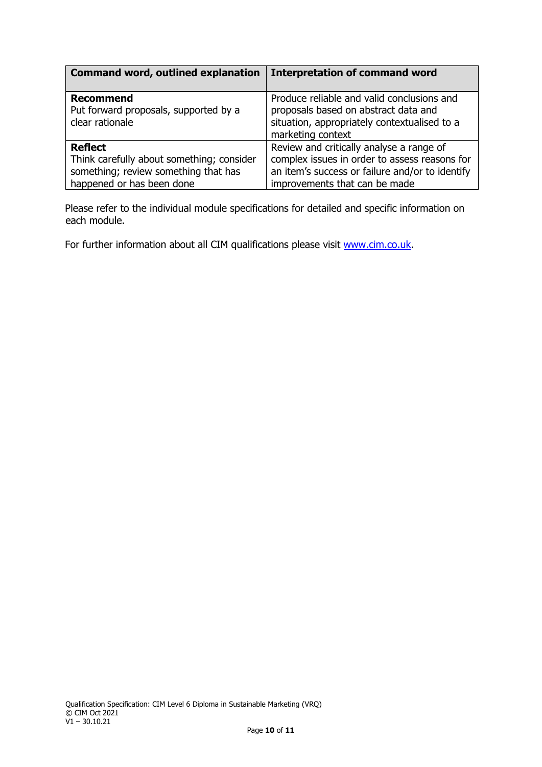| Command word, outlined explanation | Interpretation of command word |
|---|---|
| **Recommend**<br>Put forward proposals, supported by a clear rationale | Produce reliable and valid conclusions and proposals based on abstract data and situation, appropriately contextualised to a marketing context |
| **Reflect**<br>Think carefully about something; consider something; review something that has happened or has been done | Review and critically analyse a range of complex issues in order to assess reasons for an item's success or failure and/or to identify improvements that can be made |

Please refer to the individual module specifications for detailed and specific information on each module.

For further information about all CIM qualifications please visit [www.cim.co.uk](www.cim.co.uk).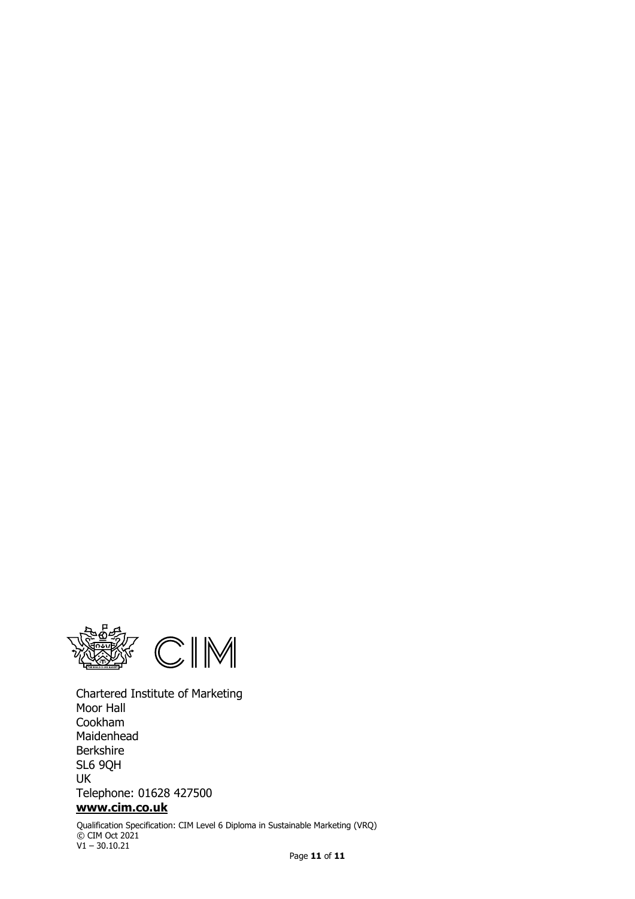Chartered Institute of Marketing
Moor Hall
Cookham
Maidenhead
Berkshire
SL6 9QH
UK
Telephone: 01628 427500
**www.cim.co.uk**

Qualification Specification: CIM Level 6 Diploma in Sustainable Marketing (VRQ)
© CIM Oct 2021
V1 – 30.10.21